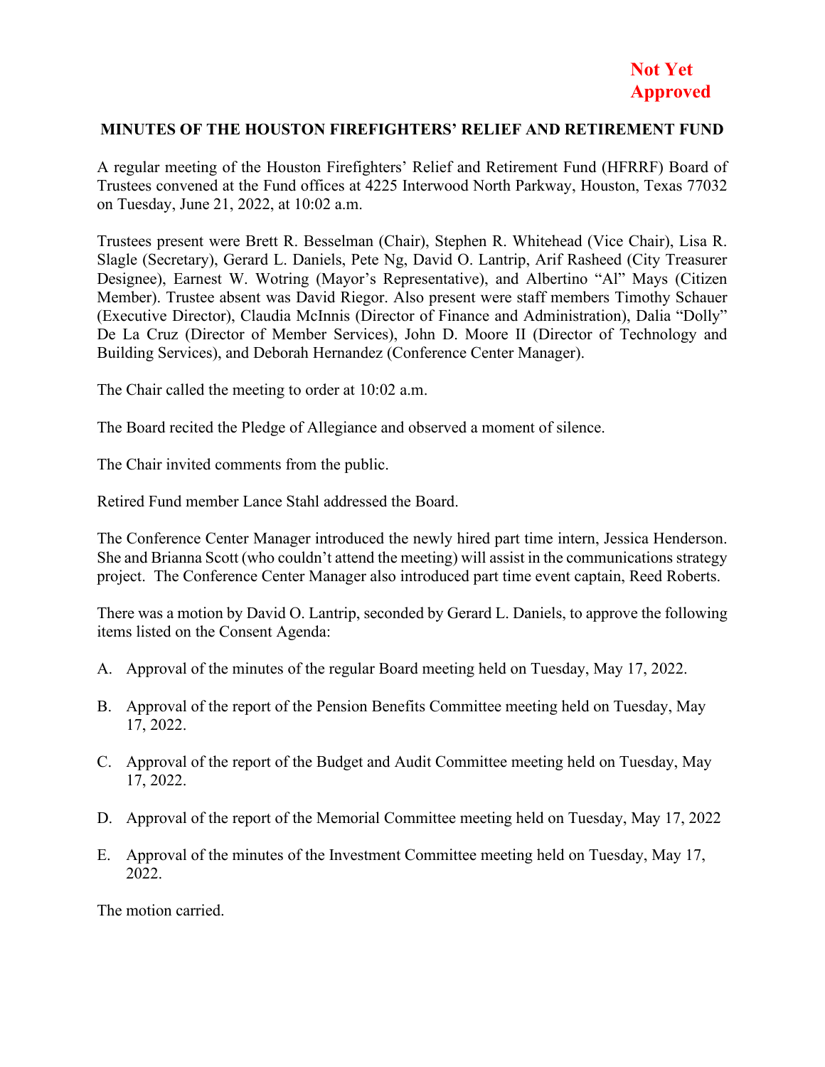**Not Yet Approved**

## MINUTES OF THE HOUSTON FIREFIGHTERS' RELIEF AND RETIREMENT FUND

A regular meeting of the Houston Firefighters' Relief and Retirement Fund (HFRRF) Board of Trustees convened at the Fund offices at 4225 Interwood North Parkway, Houston, Texas 77032 on Tuesday, June 21, 2022, at 10:02 a.m.

Trustees present were Brett R. Besselman (Chair), Stephen R. Whitehead (Vice Chair), Lisa R. Slagle (Secretary), Gerard L. Daniels, Pete Ng, David O. Lantrip, Arif Rasheed (City Treasurer Designee), Earnest W. Wotring (Mayor's Representative), and Albertino "Al" Mays (Citizen Member). Trustee absent was David Riegor. Also present were staff members Timothy Schauer (Executive Director), Claudia McInnis (Director of Finance and Administration), Dalia "Dolly" De La Cruz (Director of Member Services), John D. Moore II (Director of Technology and Building Services), and Deborah Hernandez (Conference Center Manager).

The Chair called the meeting to order at 10:02 a.m.

The Board recited the Pledge of Allegiance and observed a moment of silence.

The Chair invited comments from the public.

Retired Fund member Lance Stahl addressed the Board.

The Conference Center Manager introduced the newly hired part time intern, Jessica Henderson. She and Brianna Scott (who couldn't attend the meeting) will assist in the communications strategy project. The Conference Center Manager also introduced part time event captain, Reed Roberts.

There was a motion by David O. Lantrip, seconded by Gerard L. Daniels, to approve the following items listed on the Consent Agenda:

A. Approval of the minutes of the regular Board meeting held on Tuesday, May 17, 2022.

B. Approval of the report of the Pension Benefits Committee meeting held on Tuesday, May 17, 2022.

C. Approval of the report of the Budget and Audit Committee meeting held on Tuesday, May 17, 2022.

D. Approval of the report of the Memorial Committee meeting held on Tuesday, May 17, 2022

E. Approval of the minutes of the Investment Committee meeting held on Tuesday, May 17, 2022.

The motion carried.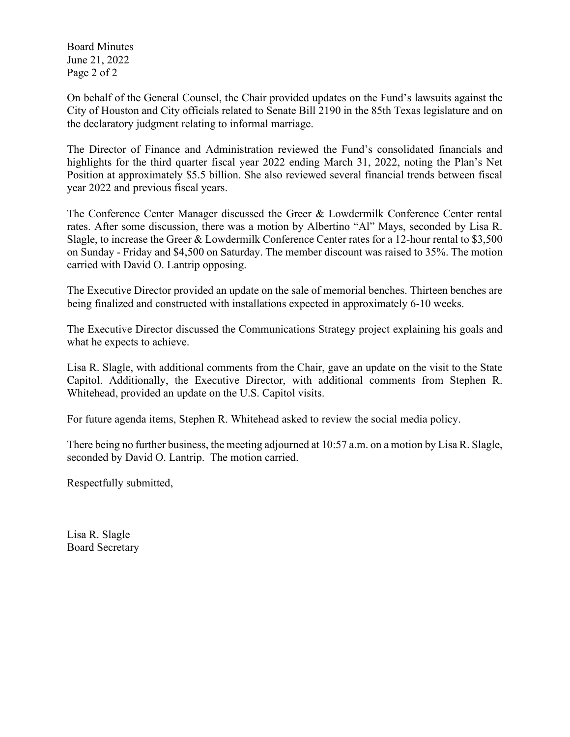On behalf of the General Counsel, the Chair provided updates on the Fund's lawsuits against the City of Houston and City officials related to Senate Bill 2190 in the 85th Texas legislature and on the declaratory judgment relating to informal marriage.

The Director of Finance and Administration reviewed the Fund's consolidated financials and highlights for the third quarter fiscal year 2022 ending March 31, 2022, noting the Plan's Net Position at approximately $5.5 billion. She also reviewed several financial trends between fiscal year 2022 and previous fiscal years.

The Conference Center Manager discussed the Greer & Lowdermilk Conference Center rental rates. After some discussion, there was a motion by Albertino "Al" Mays, seconded by Lisa R. Slagle, to increase the Greer & Lowdermilk Conference Center rates for a 12-hour rental to $3,500 on Sunday - Friday and $4,500 on Saturday. The member discount was raised to 35%. The motion carried with David O. Lantrip opposing.

The Executive Director provided an update on the sale of memorial benches. Thirteen benches are being finalized and constructed with installations expected in approximately 6-10 weeks.

The Executive Director discussed the Communications Strategy project explaining his goals and what he expects to achieve.

Lisa R. Slagle, with additional comments from the Chair, gave an update on the visit to the State Capitol. Additionally, the Executive Director, with additional comments from Stephen R. Whitehead, provided an update on the U.S. Capitol visits.

For future agenda items, Stephen R. Whitehead asked to review the social media policy.

There being no further business, the meeting adjourned at 10:57 a.m. on a motion by Lisa R. Slagle, seconded by David O. Lantrip. The motion carried.

Respectfully submitted,

Lisa R. Slagle
Board Secretary